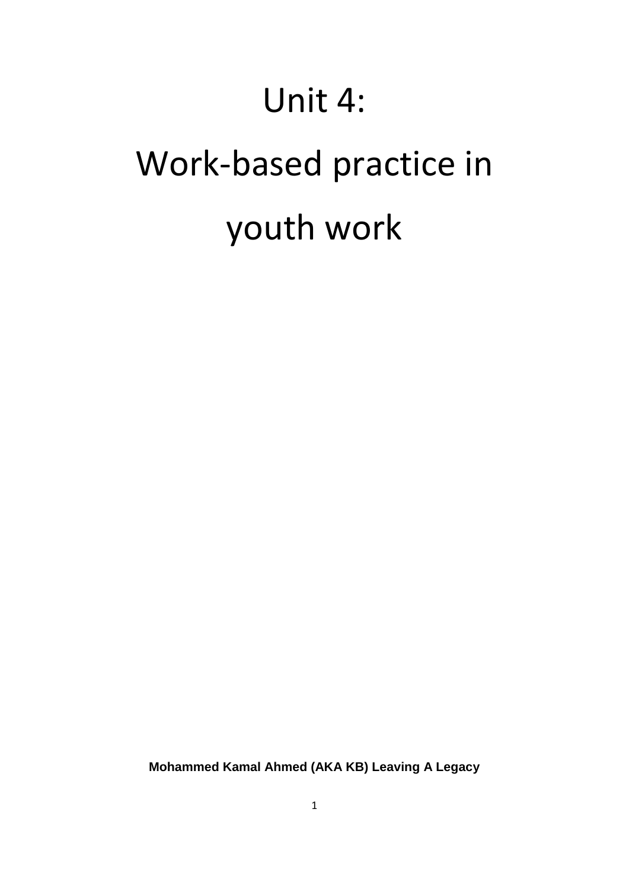# Unit 4:

# Work-based practice in youth work

**Mohammed Kamal Ahmed (AKA KB) Leaving A Legacy**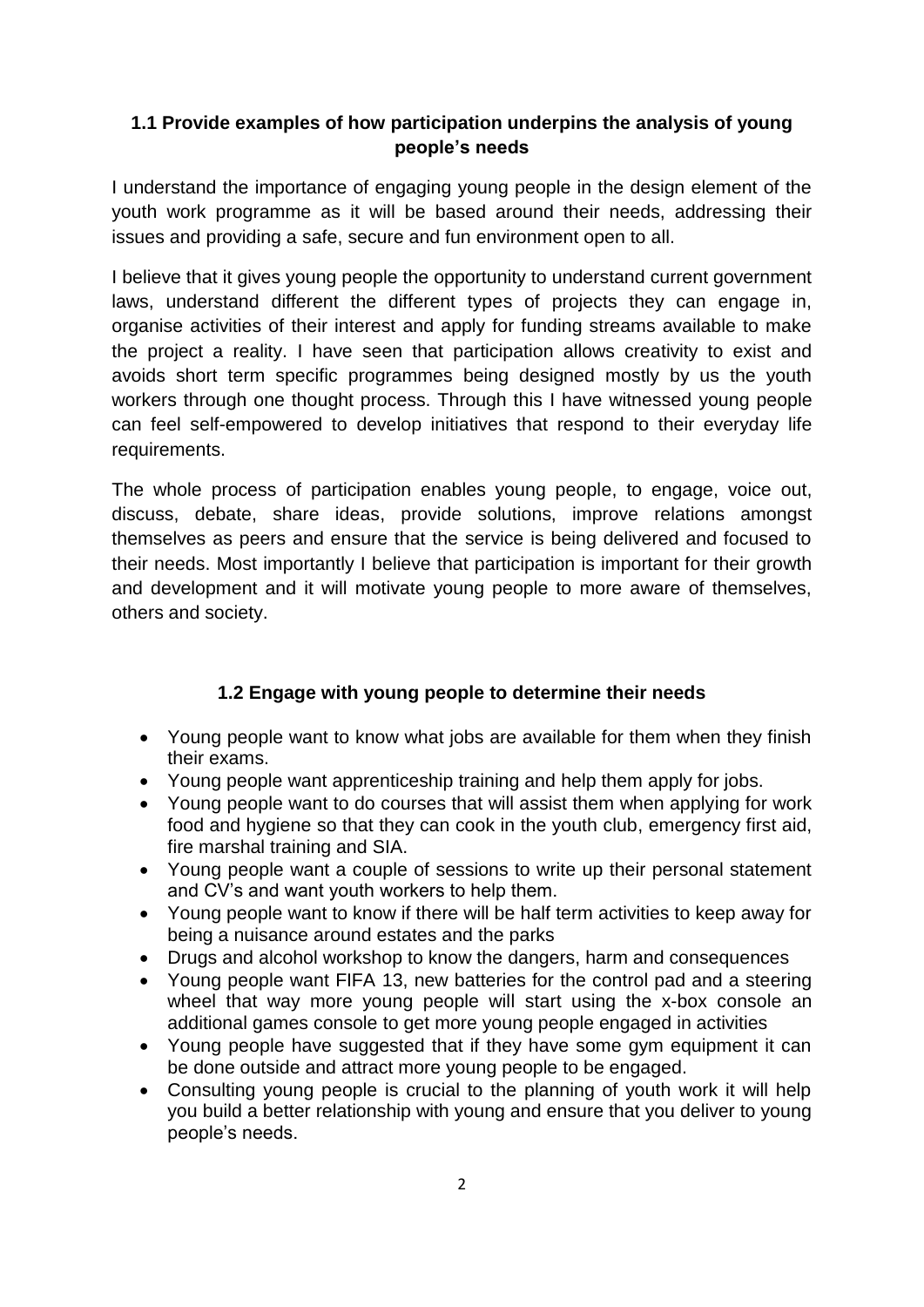### 1.1 Provide examples of how participation underpins the analysis of young people's needs

I understand the importance of engaging young people in the design element of the youth work programme as it will be based around their needs, addressing their issues and providing a safe, secure and fun environment open to all.

I believe that it gives young people the opportunity to understand current government laws, understand different the different types of projects they can engage in, organise activities of their interest and apply for funding streams available to make the project a reality. I have seen that participation allows creativity to exist and avoids short term specific programmes being designed mostly by us the youth workers through one thought process. Through this I have witnessed young people can feel self-empowered to develop initiatives that respond to their everyday life requirements.

The whole process of participation enables young people, to engage, voice out, discuss, debate, share ideas, provide solutions, improve relations amongst themselves as peers and ensure that the service is being delivered and focused to their needs. Most importantly I believe that participation is important for their growth and development and it will motivate young people to more aware of themselves, others and society.

### 1.2 Engage with young people to determine their needs

- Young people want to know what jobs are available for them when they finish their exams.
- Young people want apprenticeship training and help them apply for jobs.
- Young people want to do courses that will assist them when applying for work food and hygiene so that they can cook in the youth club, emergency first aid, fire marshal training and SIA.
- Young people want a couple of sessions to write up their personal statement and CV's and want youth workers to help them.
- Young people want to know if there will be half term activities to keep away for being a nuisance around estates and the parks
- Drugs and alcohol workshop to know the dangers, harm and consequences
- Young people want FIFA 13, new batteries for the control pad and a steering wheel that way more young people will start using the x-box console an additional games console to get more young people engaged in activities
- Young people have suggested that if they have some gym equipment it can be done outside and attract more young people to be engaged.
- Consulting young people is crucial to the planning of youth work it will help you build a better relationship with young and ensure that you deliver to young people's needs.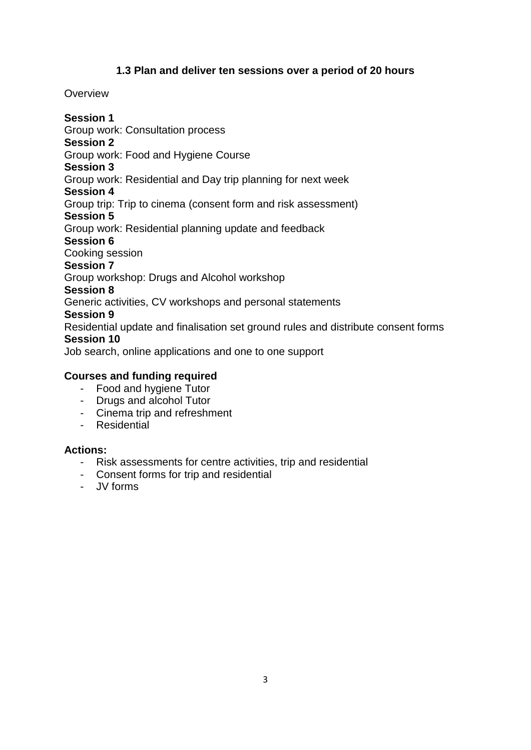### 1.3 Plan and deliver ten sessions over a period of 20 hours

Overview

**Session 1**
Group work: Consultation process
**Session 2**
Group work: Food and Hygiene Course
**Session 3**
Group work: Residential and Day trip planning for next week
**Session 4**
Group trip: Trip to cinema (consent form and risk assessment)
**Session 5**
Group work: Residential planning update and feedback
**Session 6**
Cooking session
**Session 7**
Group workshop: Drugs and Alcohol workshop
**Session 8**
Generic activities, CV workshops and personal statements
**Session 9**
Residential update and finalisation set ground rules and distribute consent forms
**Session 10**
Job search, online applications and one to one support

**Courses and funding required**

- Food and hygiene Tutor
- Drugs and alcohol Tutor
- Cinema trip and refreshment
- Residential

**Actions:**

- Risk assessments for centre activities, trip and residential
- Consent forms for trip and residential
- JV forms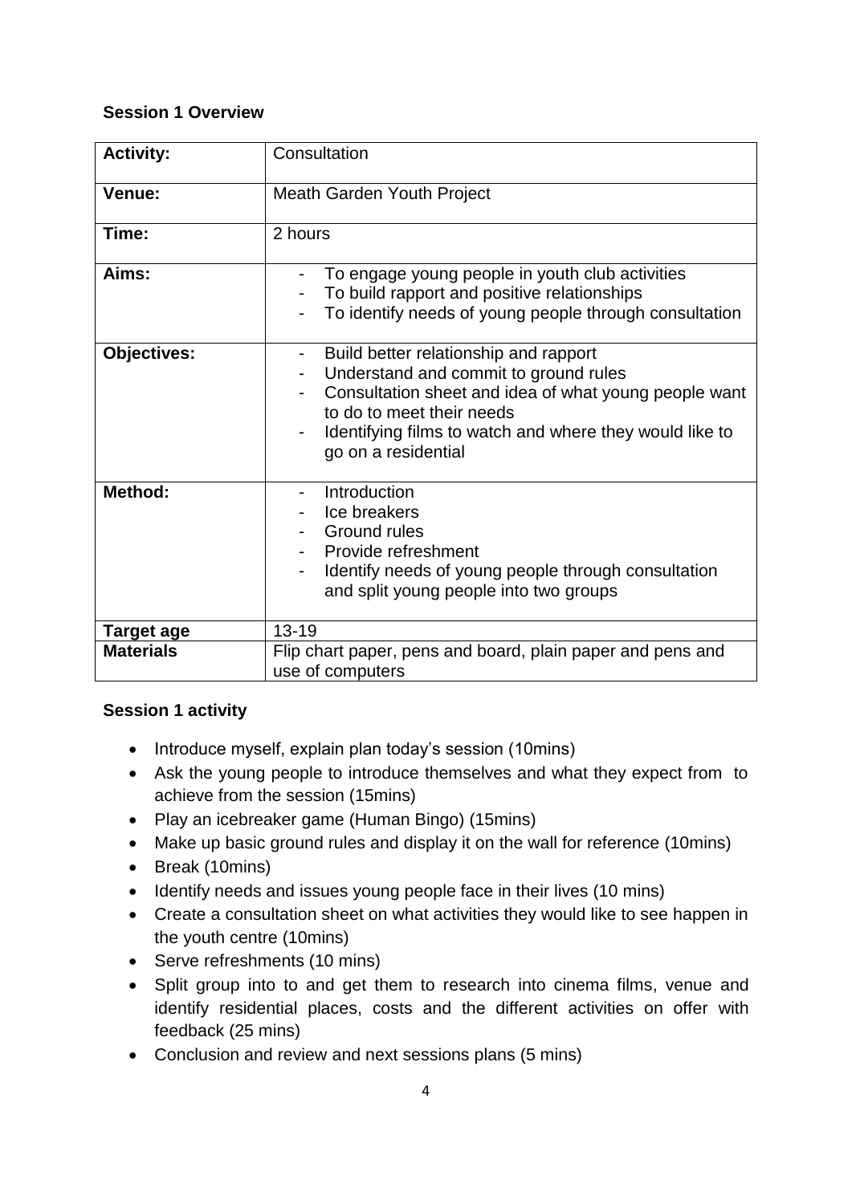**Session 1 Overview**

| **Activity:** | Consultation |
|---|---|
| **Venue:** | Meath Garden Youth Project |
| **Time:** | 2 hours |
| **Aims:** | - To engage young people in youth club activities<br>- To build rapport and positive relationships<br>- To identify needs of young people through consultation |
| **Objectives:** | - Build better relationship and rapport<br>- Understand and commit to ground rules<br>- Consultation sheet and idea of what young people want to do to meet their needs<br>- Identifying films to watch and where they would like to go on a residential |
| **Method:** | - Introduction<br>- Ice breakers<br>- Ground rules<br>- Provide refreshment<br>- Identify needs of young people through consultation and split young people into two groups |
| **Target age** | 13-19 |
| **Materials** | Flip chart paper, pens and board, plain paper and pens and use of computers |

**Session 1 activity**

- Introduce myself, explain plan today's session (10mins)
- Ask the young people to introduce themselves and what they expect from to achieve from the session (15mins)
- Play an icebreaker game (Human Bingo) (15mins)
- Make up basic ground rules and display it on the wall for reference (10mins)
- Break (10mins)
- Identify needs and issues young people face in their lives (10 mins)
- Create a consultation sheet on what activities they would like to see happen in the youth centre (10mins)
- Serve refreshments (10 mins)
- Split group into to and get them to research into cinema films, venue and identify residential places, costs and the different activities on offer with feedback (25 mins)
- Conclusion and review and next sessions plans (5 mins)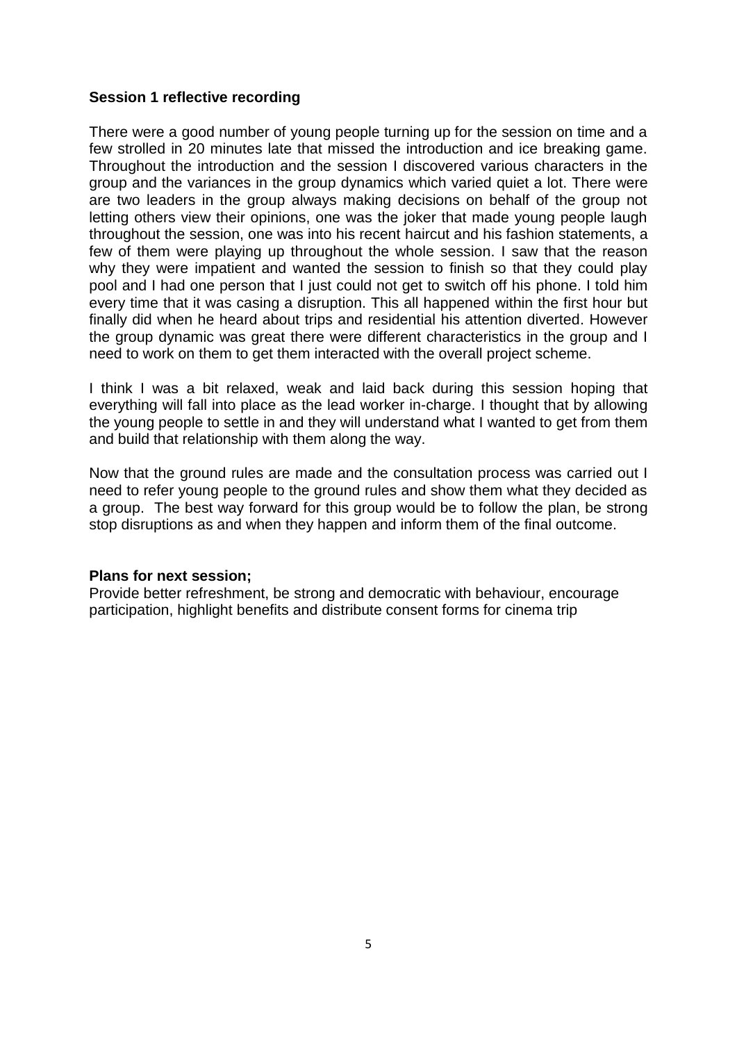**Session 1 reflective recording**

There were a good number of young people turning up for the session on time and a few strolled in 20 minutes late that missed the introduction and ice breaking game. Throughout the introduction and the session I discovered various characters in the group and the variances in the group dynamics which varied quiet a lot. There were are two leaders in the group always making decisions on behalf of the group not letting others view their opinions, one was the joker that made young people laugh throughout the session, one was into his recent haircut and his fashion statements, a few of them were playing up throughout the whole session. I saw that the reason why they were impatient and wanted the session to finish so that they could play pool and I had one person that I just could not get to switch off his phone. I told him every time that it was casing a disruption. This all happened within the first hour but finally did when he heard about trips and residential his attention diverted. However the group dynamic was great there were different characteristics in the group and I need to work on them to get them interacted with the overall project scheme.

I think I was a bit relaxed, weak and laid back during this session hoping that everything will fall into place as the lead worker in-charge. I thought that by allowing the young people to settle in and they will understand what I wanted to get from them and build that relationship with them along the way.

Now that the ground rules are made and the consultation process was carried out I need to refer young people to the ground rules and show them what they decided as a group. The best way forward for this group would be to follow the plan, be strong stop disruptions as and when they happen and inform them of the final outcome.

**Plans for next session;**
Provide better refreshment, be strong and democratic with behaviour, encourage participation, highlight benefits and distribute consent forms for cinema trip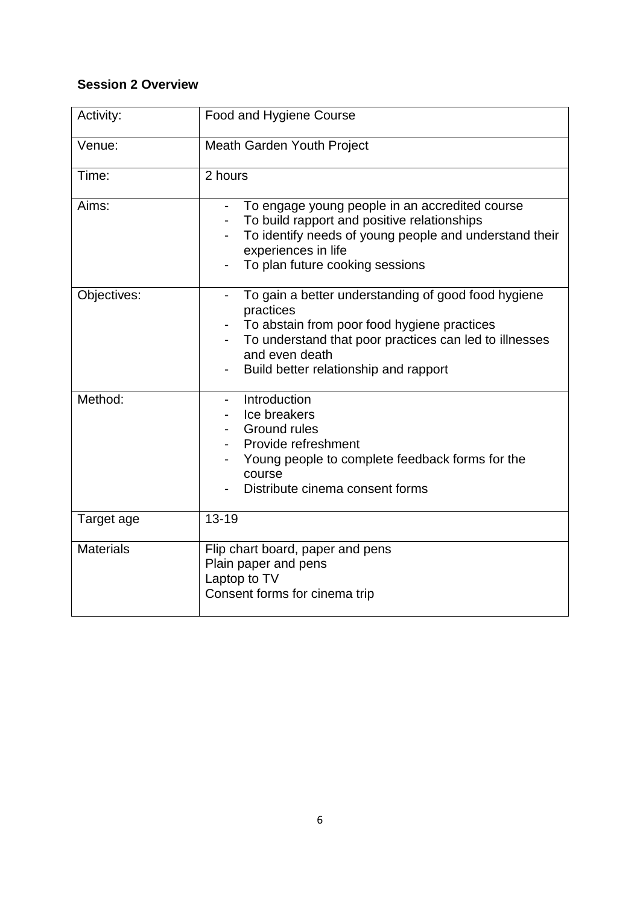**Session 2 Overview**

| Activity: | Food and Hygiene Course |
|---|---|
| Venue: | Meath Garden Youth Project |
| Time: | 2 hours |
| Aims: | - To engage young people in an accredited course<br>- To build rapport and positive relationships<br>- To identify needs of young people and understand their experiences in life<br>- To plan future cooking sessions |
| Objectives: | - To gain a better understanding of good food hygiene practices<br>- To abstain from poor food hygiene practices<br>- To understand that poor practices can led to illnesses and even death<br>- Build better relationship and rapport |
| Method: | - Introduction<br>- Ice breakers<br>- Ground rules<br>- Provide refreshment<br>- Young people to complete feedback forms for the course<br>- Distribute cinema consent forms |
| Target age | 13-19 |
| Materials | Flip chart board, paper and pens<br>Plain paper and pens<br>Laptop to TV<br>Consent forms for cinema trip |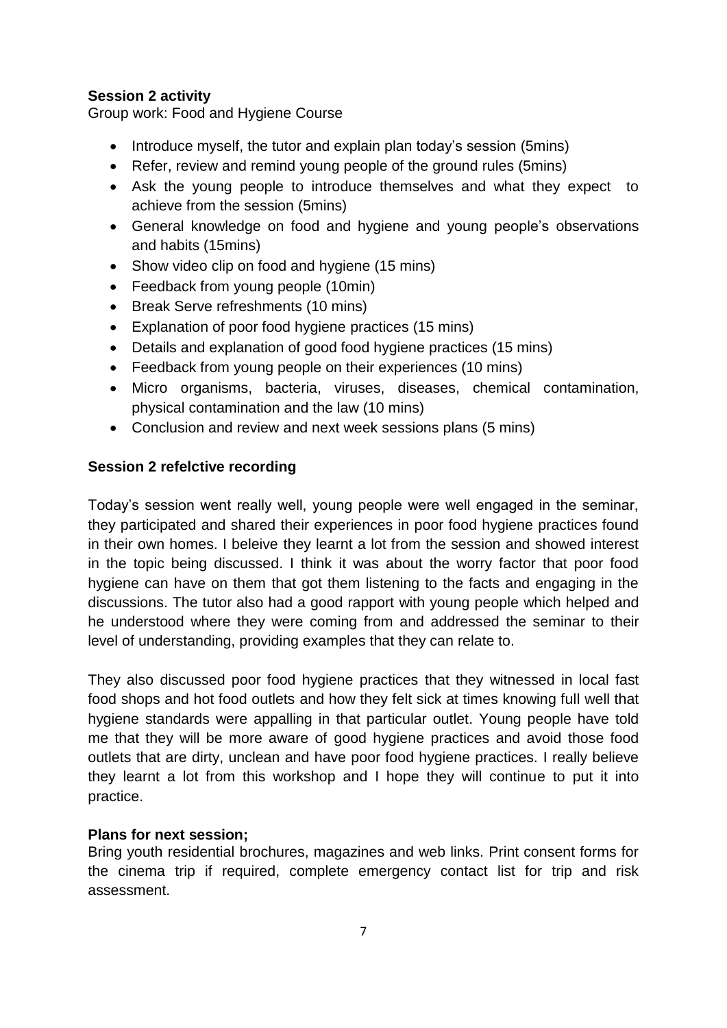**Session 2 activity**

Group work: Food and Hygiene Course

- Introduce myself, the tutor and explain plan today's session (5mins)
- Refer, review and remind young people of the ground rules (5mins)
- Ask the young people to introduce themselves and what they expect to achieve from the session (5mins)
- General knowledge on food and hygiene and young people's observations and habits (15mins)
- Show video clip on food and hygiene (15 mins)
- Feedback from young people (10min)
- Break Serve refreshments (10 mins)
- Explanation of poor food hygiene practices (15 mins)
- Details and explanation of good food hygiene practices (15 mins)
- Feedback from young people on their experiences (10 mins)
- Micro organisms, bacteria, viruses, diseases, chemical contamination, physical contamination and the law (10 mins)
- Conclusion and review and next week sessions plans (5 mins)

**Session 2 refelctive recording**

Today's session went really well, young people were well engaged in the seminar, they participated and shared their experiences in poor food hygiene practices found in their own homes. I beleive they learnt a lot from the session and showed interest in the topic being discussed. I think it was about the worry factor that poor food hygiene can have on them that got them listening to the facts and engaging in the discussions. The tutor also had a good rapport with young people which helped and he understood where they were coming from and addressed the seminar to their level of understanding, providing examples that they can relate to.

They also discussed poor food hygiene practices that they witnessed in local fast food shops and hot food outlets and how they felt sick at times knowing full well that hygiene standards were appalling in that particular outlet. Young people have told me that they will be more aware of good hygiene practices and avoid those food outlets that are dirty, unclean and have poor food hygiene practices. I really believe they learnt a lot from this workshop and I hope they will continue to put it into practice.

**Plans for next session;**

Bring youth residential brochures, magazines and web links. Print consent forms for the cinema trip if required, complete emergency contact list for trip and risk assessment.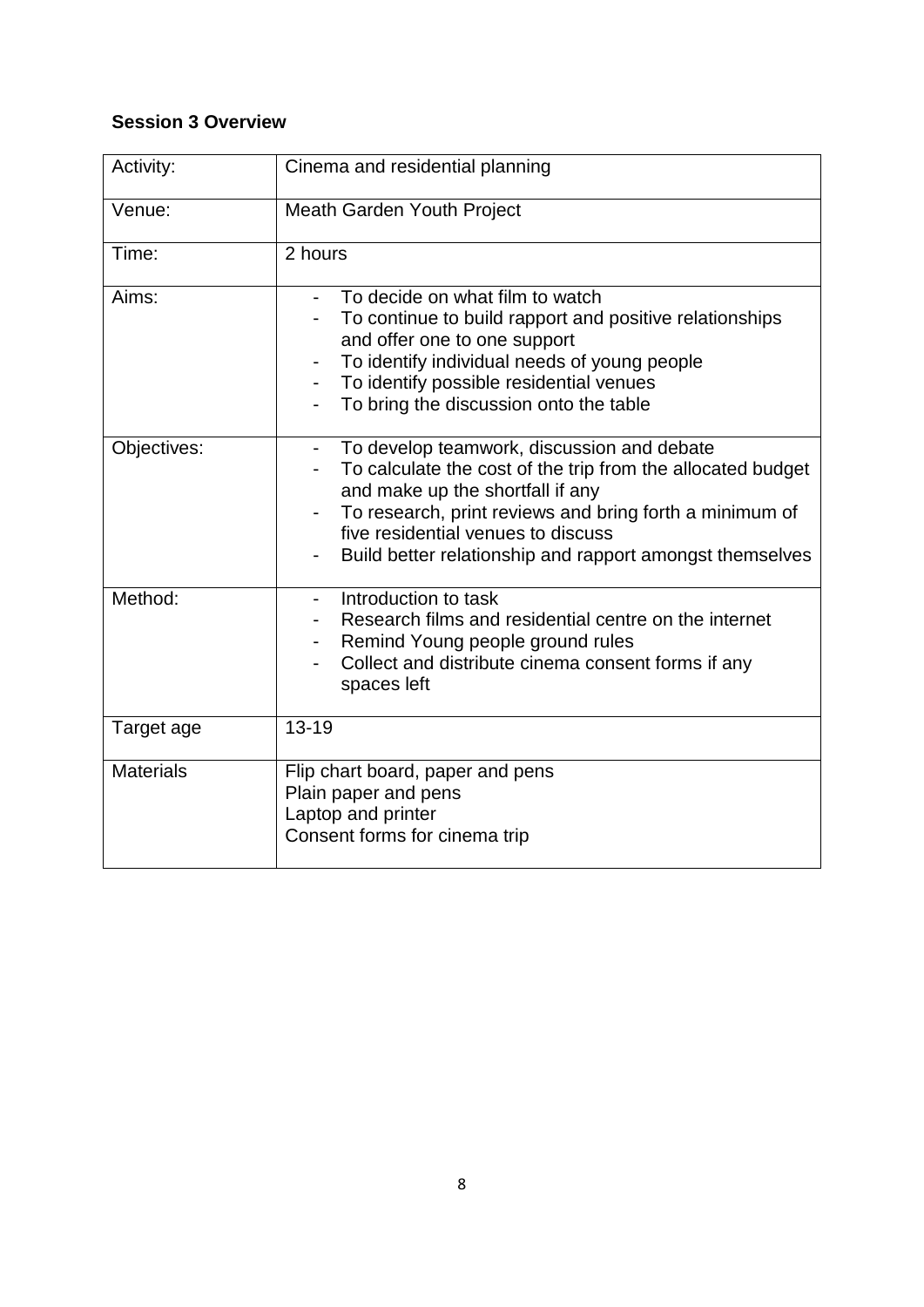**Session 3 Overview**

| Activity: | Cinema and residential planning |
|---|---|
| Venue: | Meath Garden Youth Project |
| Time: | 2 hours |
| Aims: | - To decide on what film to watch<br>- To continue to build rapport and positive relationships and offer one to one support<br>- To identify individual needs of young people<br>- To identify possible residential venues<br>- To bring the discussion onto the table |
| Objectives: | - To develop teamwork, discussion and debate<br>- To calculate the cost of the trip from the allocated budget and make up the shortfall if any<br>- To research, print reviews and bring forth a minimum of five residential venues to discuss<br>- Build better relationship and rapport amongst themselves |
| Method: | - Introduction to task<br>- Research films and residential centre on the internet<br>- Remind Young people ground rules<br>- Collect and distribute cinema consent forms if any spaces left |
| Target age | 13-19 |
| Materials | Flip chart board, paper and pens<br>Plain paper and pens<br>Laptop and printer<br>Consent forms for cinema trip |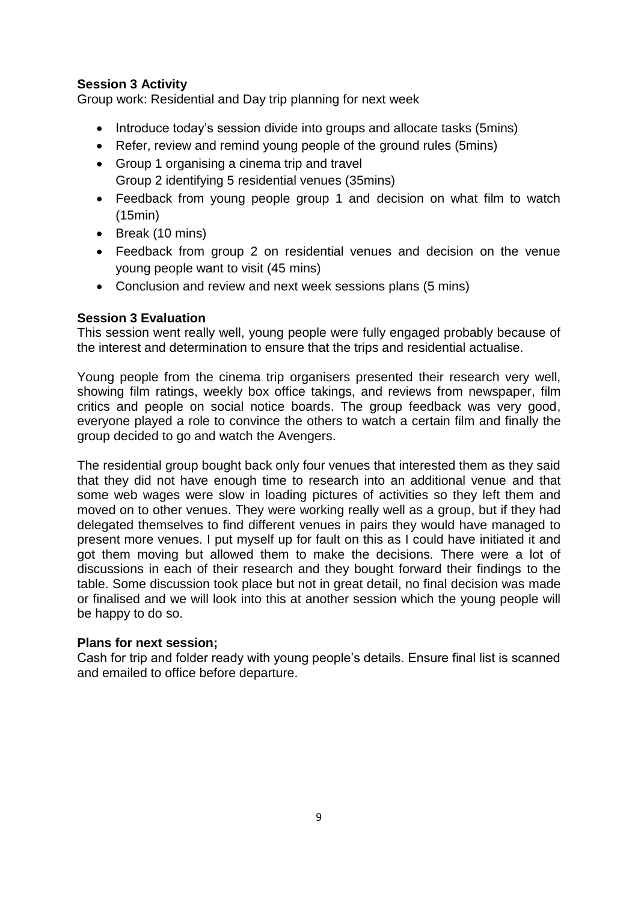**Session 3 Activity**

Group work: Residential and Day trip planning for next week

- Introduce today's session divide into groups and allocate tasks (5mins)
- Refer, review and remind young people of the ground rules (5mins)
- Group 1 organising a cinema trip and travel
  Group 2 identifying 5 residential venues (35mins)
- Feedback from young people group 1 and decision on what film to watch (15min)
- Break (10 mins)
- Feedback from group 2 on residential venues and decision on the venue young people want to visit (45 mins)
- Conclusion and review and next week sessions plans (5 mins)

**Session 3 Evaluation**

This session went really well, young people were fully engaged probably because of the interest and determination to ensure that the trips and residential actualise.

Young people from the cinema trip organisers presented their research very well, showing film ratings, weekly box office takings, and reviews from newspaper, film critics and people on social notice boards. The group feedback was very good, everyone played a role to convince the others to watch a certain film and finally the group decided to go and watch the Avengers.

The residential group bought back only four venues that interested them as they said that they did not have enough time to research into an additional venue and that some web wages were slow in loading pictures of activities so they left them and moved on to other venues. They were working really well as a group, but if they had delegated themselves to find different venues in pairs they would have managed to present more venues. I put myself up for fault on this as I could have initiated it and got them moving but allowed them to make the decisions. There were a lot of discussions in each of their research and they bought forward their findings to the table. Some discussion took place but not in great detail, no final decision was made or finalised and we will look into this at another session which the young people will be happy to do so.

**Plans for next session;**

Cash for trip and folder ready with young people's details. Ensure final list is scanned and emailed to office before departure.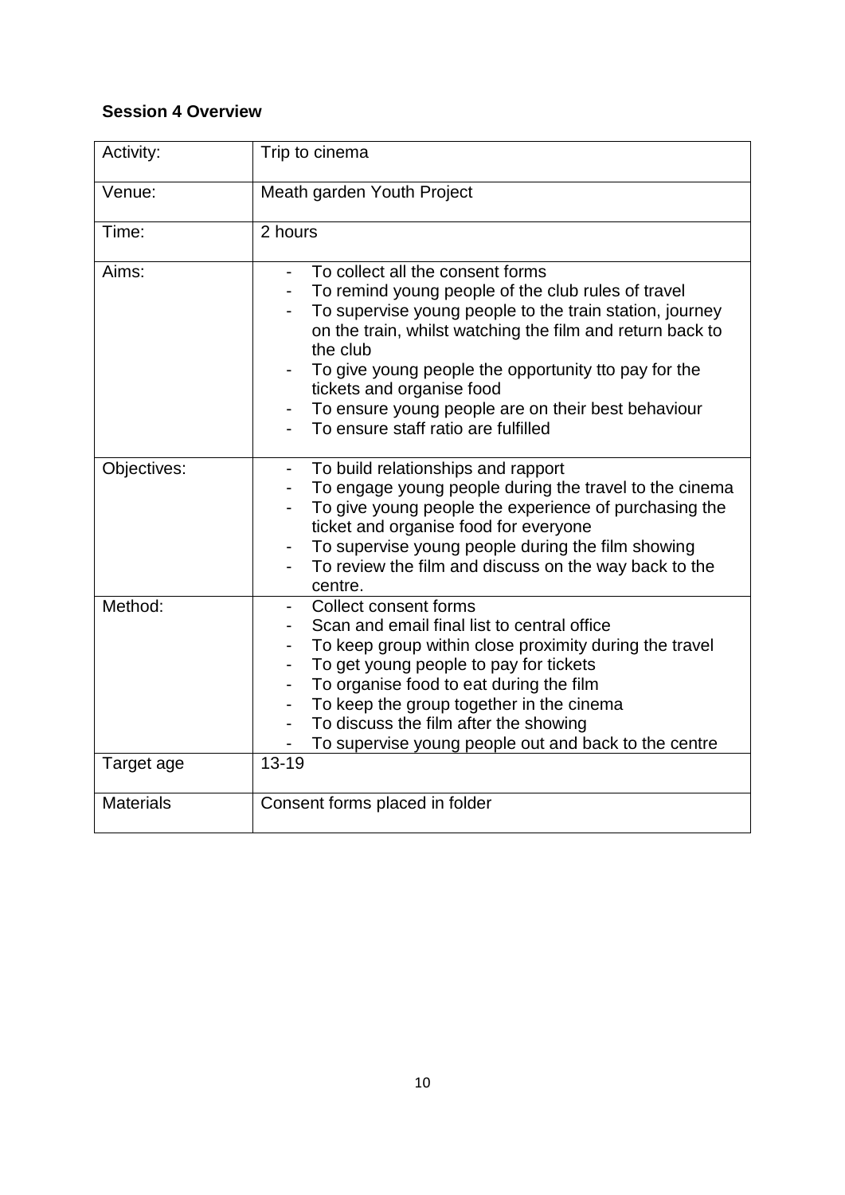**Session 4 Overview**

| Activity: | Trip to cinema |
|---|---|
| Venue: | Meath garden Youth Project |
| Time: | 2 hours |
| Aims: | - To collect all the consent forms<br>- To remind young people of the club rules of travel<br>- To supervise young people to the train station, journey on the train, whilst watching the film and return back to the club<br>- To give young people the opportunity tto pay for the tickets and organise food<br>- To ensure young people are on their best behaviour<br>- To ensure staff ratio are fulfilled |
| Objectives: | - To build relationships and rapport<br>- To engage young people during the travel to the cinema<br>- To give young people the experience of purchasing the ticket and organise food for everyone<br>- To supervise young people during the film showing<br>- To review the film and discuss on the way back to the centre. |
| Method: | - Collect consent forms<br>- Scan and email final list to central office<br>- To keep group within close proximity during the travel<br>- To get young people to pay for tickets<br>- To organise food to eat during the film<br>- To keep the group together in the cinema<br>- To discuss the film after the showing<br>- To supervise young people out and back to the centre |
| Target age | 13-19 |
| Materials | Consent forms placed in folder |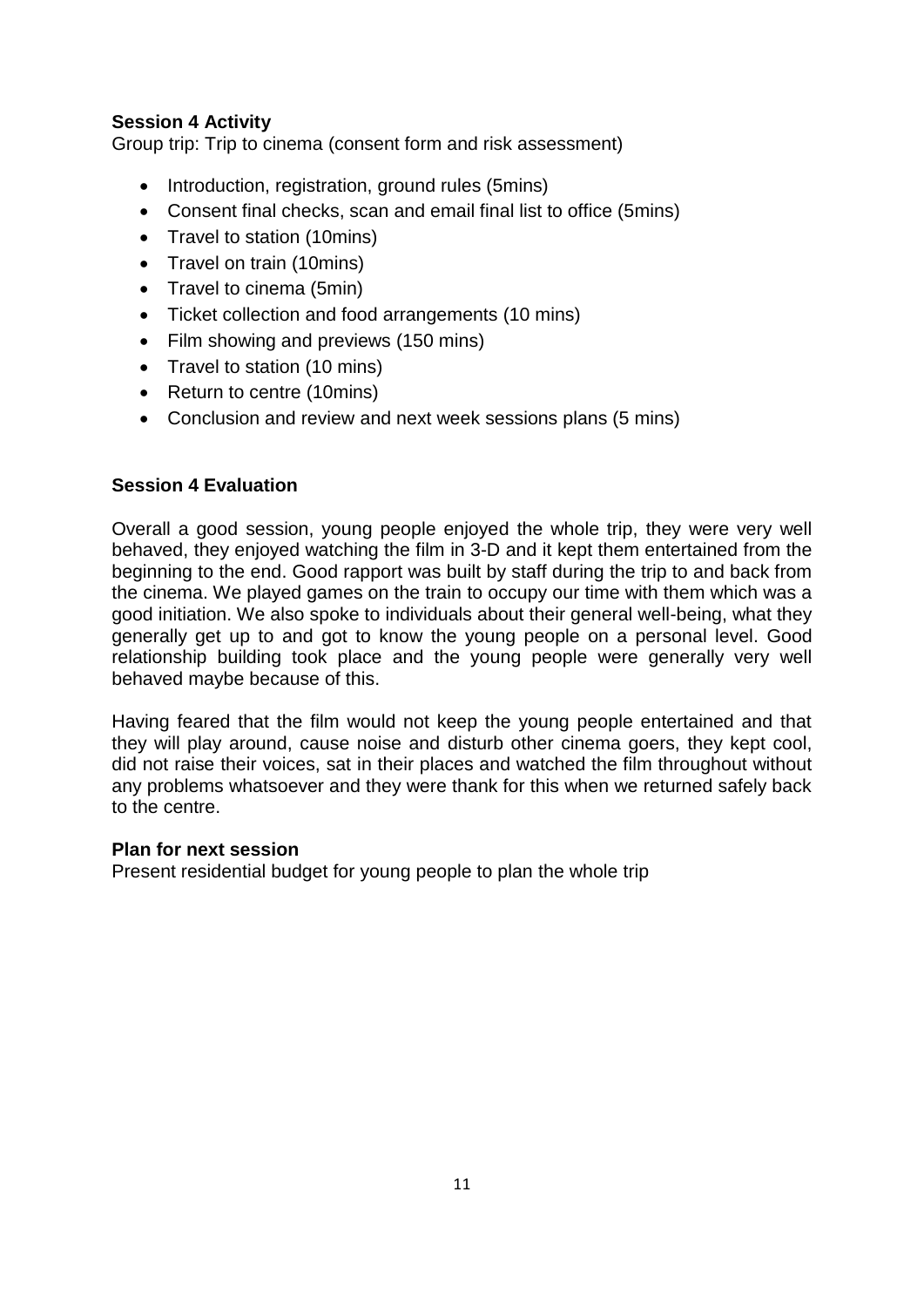**Session 4 Activity**

Group trip: Trip to cinema (consent form and risk assessment)

- Introduction, registration, ground rules (5mins)
- Consent final checks, scan and email final list to office (5mins)
- Travel to station (10mins)
- Travel on train (10mins)
- Travel to cinema (5min)
- Ticket collection and food arrangements (10 mins)
- Film showing and previews (150 mins)
- Travel to station (10 mins)
- Return to centre (10mins)
- Conclusion and review and next week sessions plans (5 mins)

**Session 4 Evaluation**

Overall a good session, young people enjoyed the whole trip, they were very well behaved, they enjoyed watching the film in 3-D and it kept them entertained from the beginning to the end. Good rapport was built by staff during the trip to and back from the cinema. We played games on the train to occupy our time with them which was a good initiation. We also spoke to individuals about their general well-being, what they generally get up to and got to know the young people on a personal level. Good relationship building took place and the young people were generally very well behaved maybe because of this.

Having feared that the film would not keep the young people entertained and that they will play around, cause noise and disturb other cinema goers, they kept cool, did not raise their voices, sat in their places and watched the film throughout without any problems whatsoever and they were thank for this when we returned safely back to the centre.

**Plan for next session**

Present residential budget for young people to plan the whole trip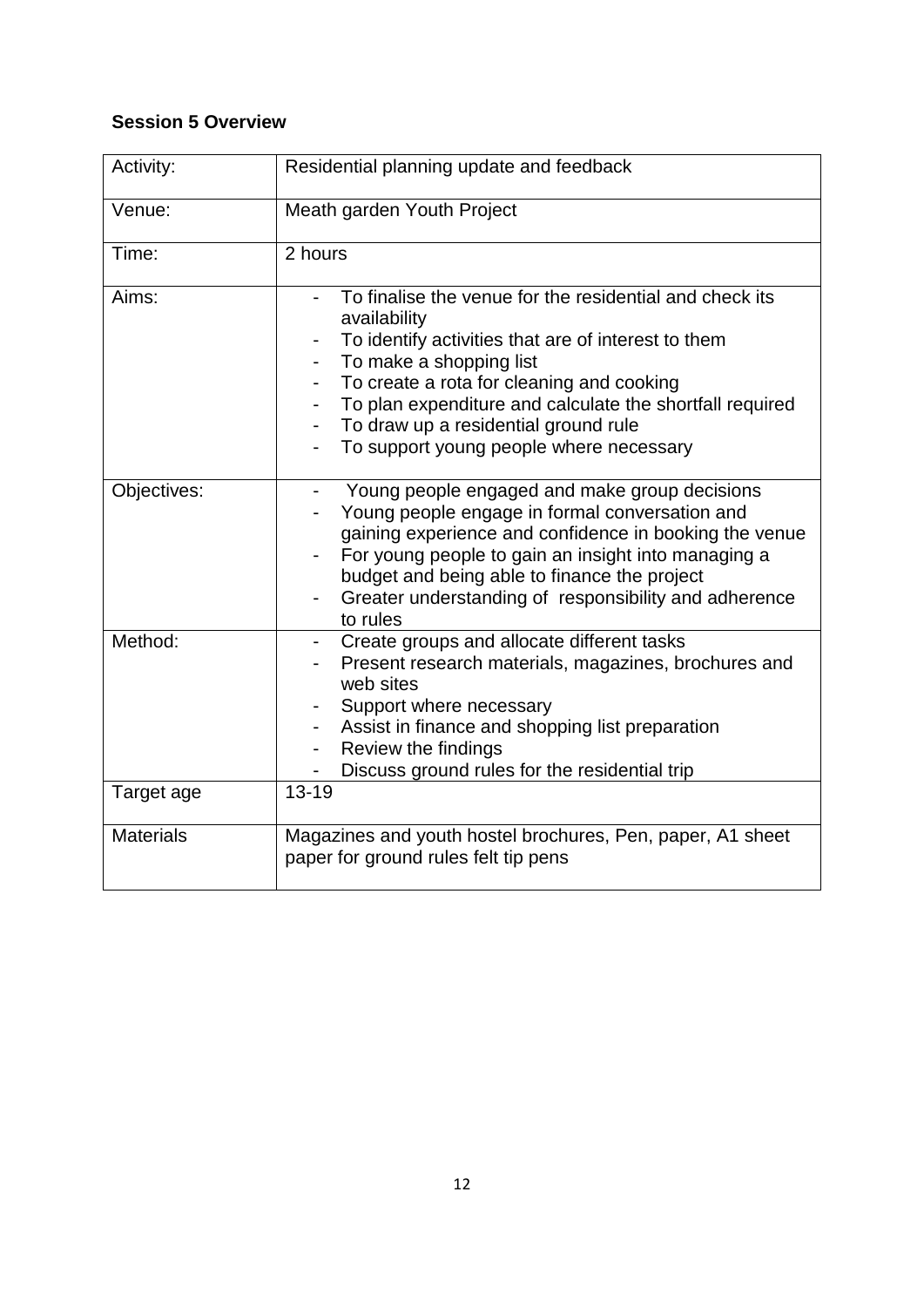**Session 5 Overview**

| Activity: | Residential planning update and feedback |
|---|---|
| Venue: | Meath garden Youth Project |
| Time: | 2 hours |
| Aims: | - To finalise the venue for the residential and check its availability<br>- To identify activities that are of interest to them<br>- To make a shopping list<br>- To create a rota for cleaning and cooking<br>- To plan expenditure and calculate the shortfall required<br>- To draw up a residential ground rule<br>- To support young people where necessary |
| Objectives: | - Young people engaged and make group decisions<br>- Young people engage in formal conversation and gaining experience and confidence in booking the venue<br>- For young people to gain an insight into managing a budget and being able to finance the project<br>- Greater understanding of responsibility and adherence to rules |
| Method: | - Create groups and allocate different tasks<br>- Present research materials, magazines, brochures and web sites<br>- Support where necessary<br>- Assist in finance and shopping list preparation<br>- Review the findings<br>- Discuss ground rules for the residential trip |
| Target age | 13-19 |
| Materials | Magazines and youth hostel brochures, Pen, paper, A1 sheet paper for ground rules felt tip pens |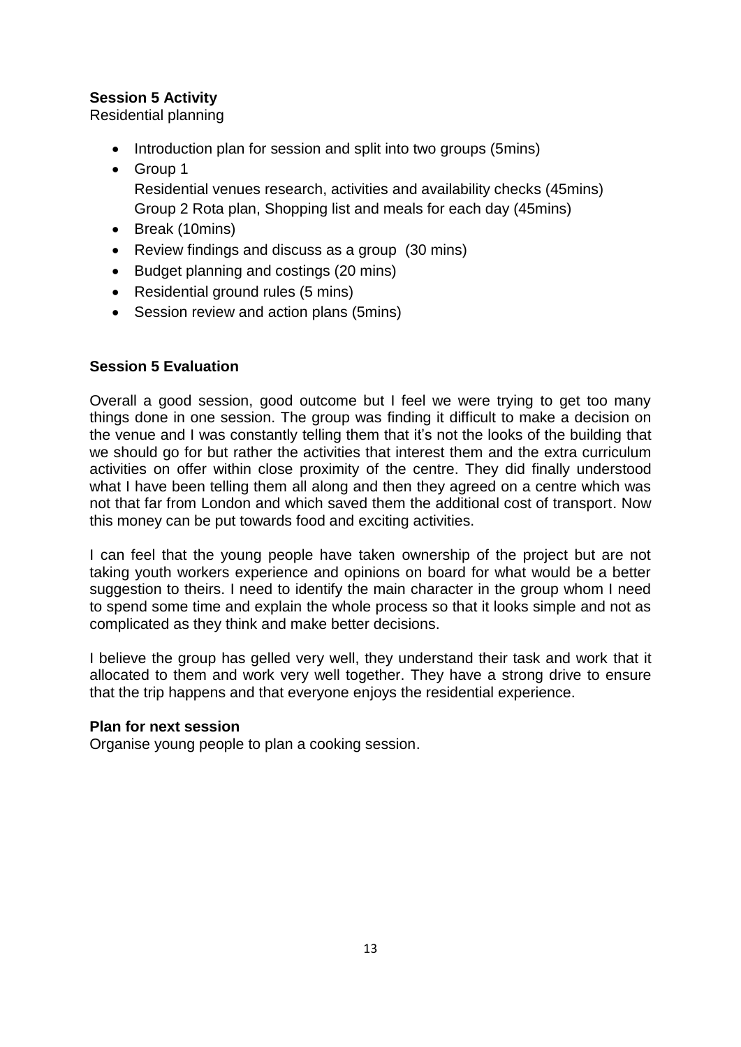**Session 5 Activity**

Residential planning

- Introduction plan for session and split into two groups (5mins)
- Group 1
  Residential venues research, activities and availability checks (45mins)
  Group 2 Rota plan, Shopping list and meals for each day (45mins)
- Break (10mins)
- Review findings and discuss as a group (30 mins)
- Budget planning and costings (20 mins)
- Residential ground rules (5 mins)
- Session review and action plans (5mins)

**Session 5 Evaluation**

Overall a good session, good outcome but I feel we were trying to get too many things done in one session. The group was finding it difficult to make a decision on the venue and I was constantly telling them that it's not the looks of the building that we should go for but rather the activities that interest them and the extra curriculum activities on offer within close proximity of the centre. They did finally understood what I have been telling them all along and then they agreed on a centre which was not that far from London and which saved them the additional cost of transport. Now this money can be put towards food and exciting activities.

I can feel that the young people have taken ownership of the project but are not taking youth workers experience and opinions on board for what would be a better suggestion to theirs. I need to identify the main character in the group whom I need to spend some time and explain the whole process so that it looks simple and not as complicated as they think and make better decisions.

I believe the group has gelled very well, they understand their task and work that it allocated to them and work very well together. They have a strong drive to ensure that the trip happens and that everyone enjoys the residential experience.

**Plan for next session**

Organise young people to plan a cooking session.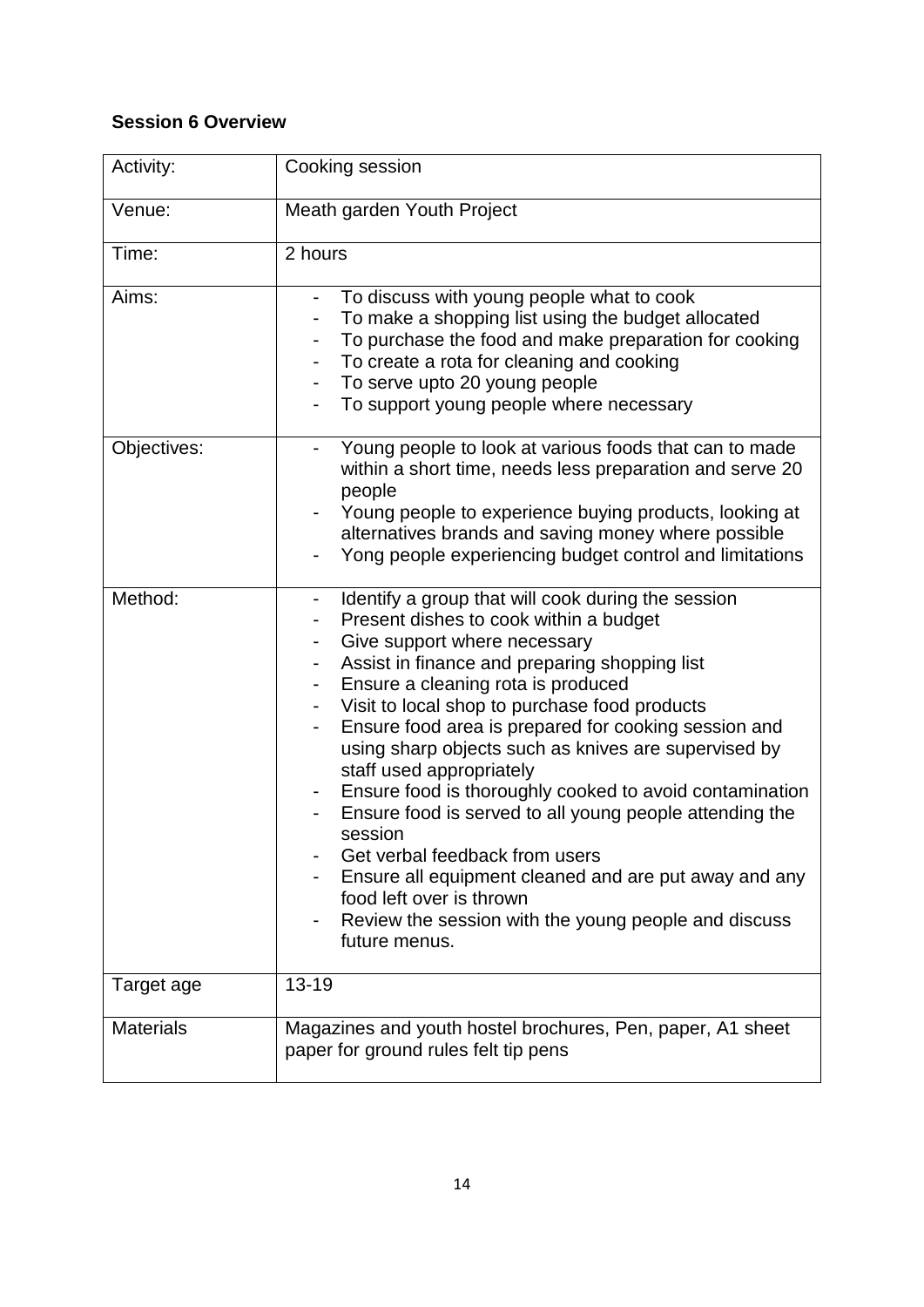**Session 6 Overview**

| Activity: | Cooking session |
|---|---|
| Venue: | Meath garden Youth Project |
| Time: | 2 hours |
| Aims: | - To discuss with young people what to cook<br>- To make a shopping list using the budget allocated<br>- To purchase the food and make preparation for cooking<br>- To create a rota for cleaning and cooking<br>- To serve upto 20 young people<br>- To support young people where necessary |
| Objectives: | - Young people to look at various foods that can to made within a short time, needs less preparation and serve 20 people<br>- Young people to experience buying products, looking at alternatives brands and saving money where possible<br>- Yong people experiencing budget control and limitations |
| Method: | - Identify a group that will cook during the session<br>- Present dishes to cook within a budget<br>- Give support where necessary<br>- Assist in finance and preparing shopping list<br>- Ensure a cleaning rota is produced<br>- Visit to local shop to purchase food products<br>- Ensure food area is prepared for cooking session and using sharp objects such as knives are supervised by staff used appropriately<br>- Ensure food is thoroughly cooked to avoid contamination<br>- Ensure food is served to all young people attending the session<br>- Get verbal feedback from users<br>- Ensure all equipment cleaned and are put away and any food left over is thrown<br>- Review the session with the young people and discuss future menus. |
| Target age | 13-19 |
| Materials | Magazines and youth hostel brochures, Pen, paper, A1 sheet paper for ground rules felt tip pens |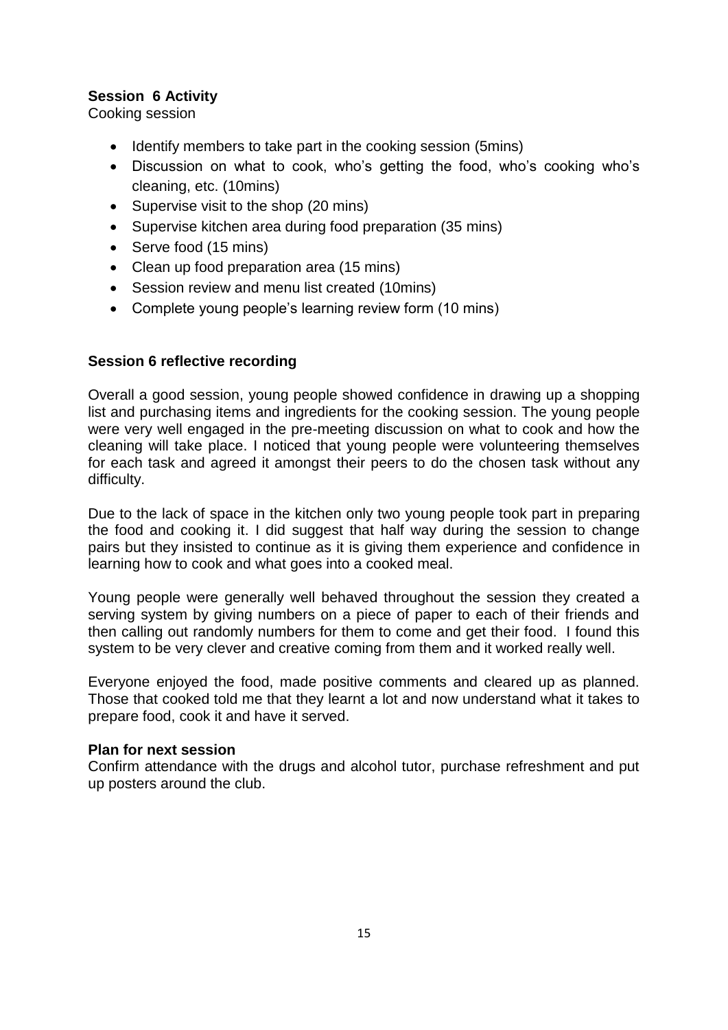**Session 6 Activity**

Cooking session

- Identify members to take part in the cooking session (5mins)
- Discussion on what to cook, who's getting the food, who's cooking who's cleaning, etc. (10mins)
- Supervise visit to the shop (20 mins)
- Supervise kitchen area during food preparation (35 mins)
- Serve food (15 mins)
- Clean up food preparation area (15 mins)
- Session review and menu list created (10mins)
- Complete young people's learning review form (10 mins)

**Session 6 reflective recording**

Overall a good session, young people showed confidence in drawing up a shopping list and purchasing items and ingredients for the cooking session. The young people were very well engaged in the pre-meeting discussion on what to cook and how the cleaning will take place. I noticed that young people were volunteering themselves for each task and agreed it amongst their peers to do the chosen task without any difficulty.

Due to the lack of space in the kitchen only two young people took part in preparing the food and cooking it. I did suggest that half way during the session to change pairs but they insisted to continue as it is giving them experience and confidence in learning how to cook and what goes into a cooked meal.

Young people were generally well behaved throughout the session they created a serving system by giving numbers on a piece of paper to each of their friends and then calling out randomly numbers for them to come and get their food. I found this system to be very clever and creative coming from them and it worked really well.

Everyone enjoyed the food, made positive comments and cleared up as planned. Those that cooked told me that they learnt a lot and now understand what it takes to prepare food, cook it and have it served.

**Plan for next session**

Confirm attendance with the drugs and alcohol tutor, purchase refreshment and put up posters around the club.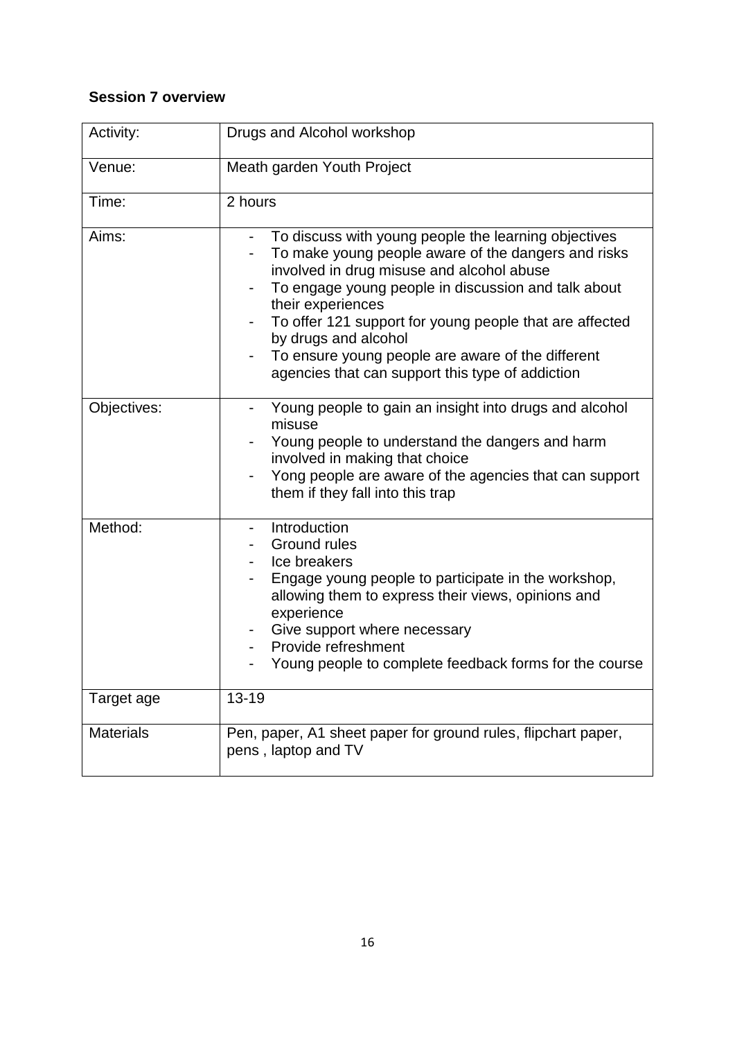**Session 7 overview**

| Activity: | Drugs and Alcohol workshop |
|---|---|
| Venue: | Meath garden Youth Project |
| Time: | 2 hours |
| Aims: | - To discuss with young people the learning objectives<br>- To make young people aware of the dangers and risks involved in drug misuse and alcohol abuse<br>- To engage young people in discussion and talk about their experiences<br>- To offer 121 support for young people that are affected by drugs and alcohol<br>- To ensure young people are aware of the different agencies that can support this type of addiction |
| Objectives: | - Young people to gain an insight into drugs and alcohol misuse<br>- Young people to understand the dangers and harm involved in making that choice<br>- Yong people are aware of the agencies that can support them if they fall into this trap |
| Method: | - Introduction<br>- Ground rules<br>- Ice breakers<br>- Engage young people to participate in the workshop, allowing them to express their views, opinions and experience<br>- Give support where necessary<br>- Provide refreshment<br>- Young people to complete feedback forms for the course |
| Target age | 13-19 |
| Materials | Pen, paper, A1 sheet paper for ground rules, flipchart paper, pens , laptop and TV |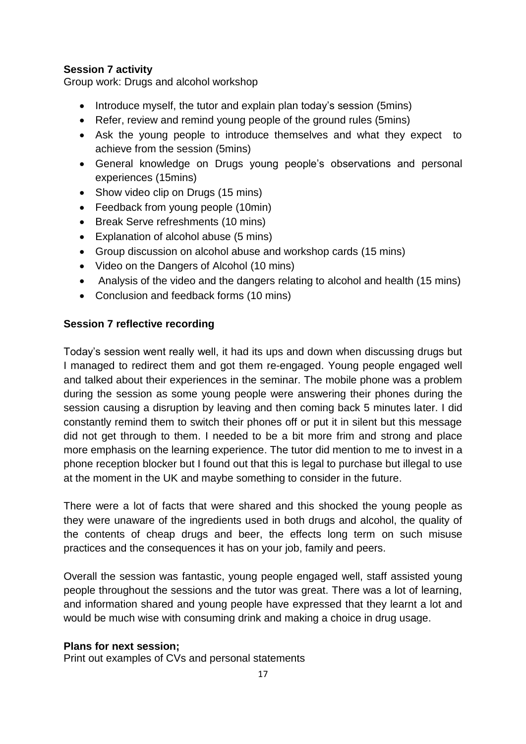**Session 7 activity**

Group work: Drugs and alcohol workshop

- Introduce myself, the tutor and explain plan today's session (5mins)
- Refer, review and remind young people of the ground rules (5mins)
- Ask the young people to introduce themselves and what they expect to achieve from the session (5mins)
- General knowledge on Drugs young people's observations and personal experiences (15mins)
- Show video clip on Drugs (15 mins)
- Feedback from young people (10min)
- Break Serve refreshments (10 mins)
- Explanation of alcohol abuse (5 mins)
- Group discussion on alcohol abuse and workshop cards (15 mins)
- Video on the Dangers of Alcohol (10 mins)
- Analysis of the video and the dangers relating to alcohol and health (15 mins)
- Conclusion and feedback forms (10 mins)

**Session 7 reflective recording**

Today's session went really well, it had its ups and down when discussing drugs but I managed to redirect them and got them re-engaged. Young people engaged well and talked about their experiences in the seminar. The mobile phone was a problem during the session as some young people were answering their phones during the session causing a disruption by leaving and then coming back 5 minutes later. I did constantly remind them to switch their phones off or put it in silent but this message did not get through to them. I needed to be a bit more frim and strong and place more emphasis on the learning experience. The tutor did mention to me to invest in a phone reception blocker but I found out that this is legal to purchase but illegal to use at the moment in the UK and maybe something to consider in the future.

There were a lot of facts that were shared and this shocked the young people as they were unaware of the ingredients used in both drugs and alcohol, the quality of the contents of cheap drugs and beer, the effects long term on such misuse practices and the consequences it has on your job, family and peers.

Overall the session was fantastic, young people engaged well, staff assisted young people throughout the sessions and the tutor was great. There was a lot of learning, and information shared and young people have expressed that they learnt a lot and would be much wise with consuming drink and making a choice in drug usage.

**Plans for next session;**

Print out examples of CVs and personal statements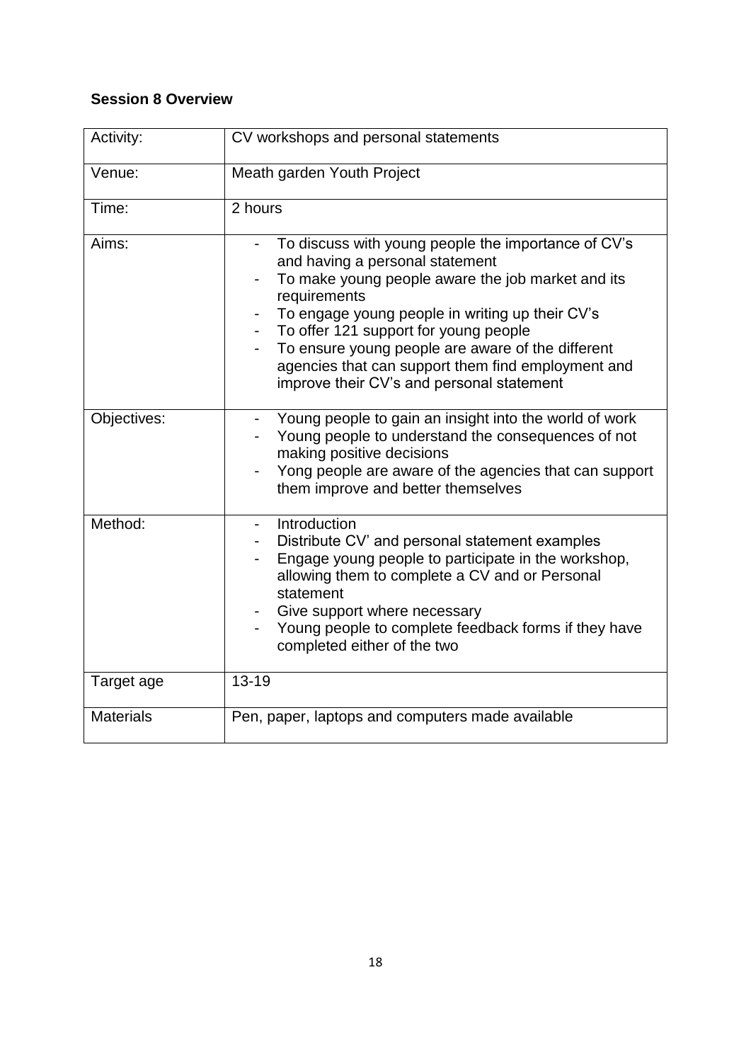**Session 8 Overview**

| Activity: | CV workshops and personal statements |
|---|---|
| Venue: | Meath garden Youth Project |
| Time: | 2 hours |
| Aims: | - To discuss with young people the importance of CV's and having a personal statement<br>- To make young people aware the job market and its requirements<br>- To engage young people in writing up their CV's<br>- To offer 121 support for young people<br>- To ensure young people are aware of the different agencies that can support them find employment and improve their CV's and personal statement |
| Objectives: | - Young people to gain an insight into the world of work<br>- Young people to understand the consequences of not making positive decisions<br>- Yong people are aware of the agencies that can support them improve and better themselves |
| Method: | - Introduction<br>- Distribute CV' and personal statement examples<br>- Engage young people to participate in the workshop, allowing them to complete a CV and or Personal statement<br>- Give support where necessary<br>- Young people to complete feedback forms if they have completed either of the two |
| Target age | 13-19 |
| Materials | Pen, paper, laptops and computers made available |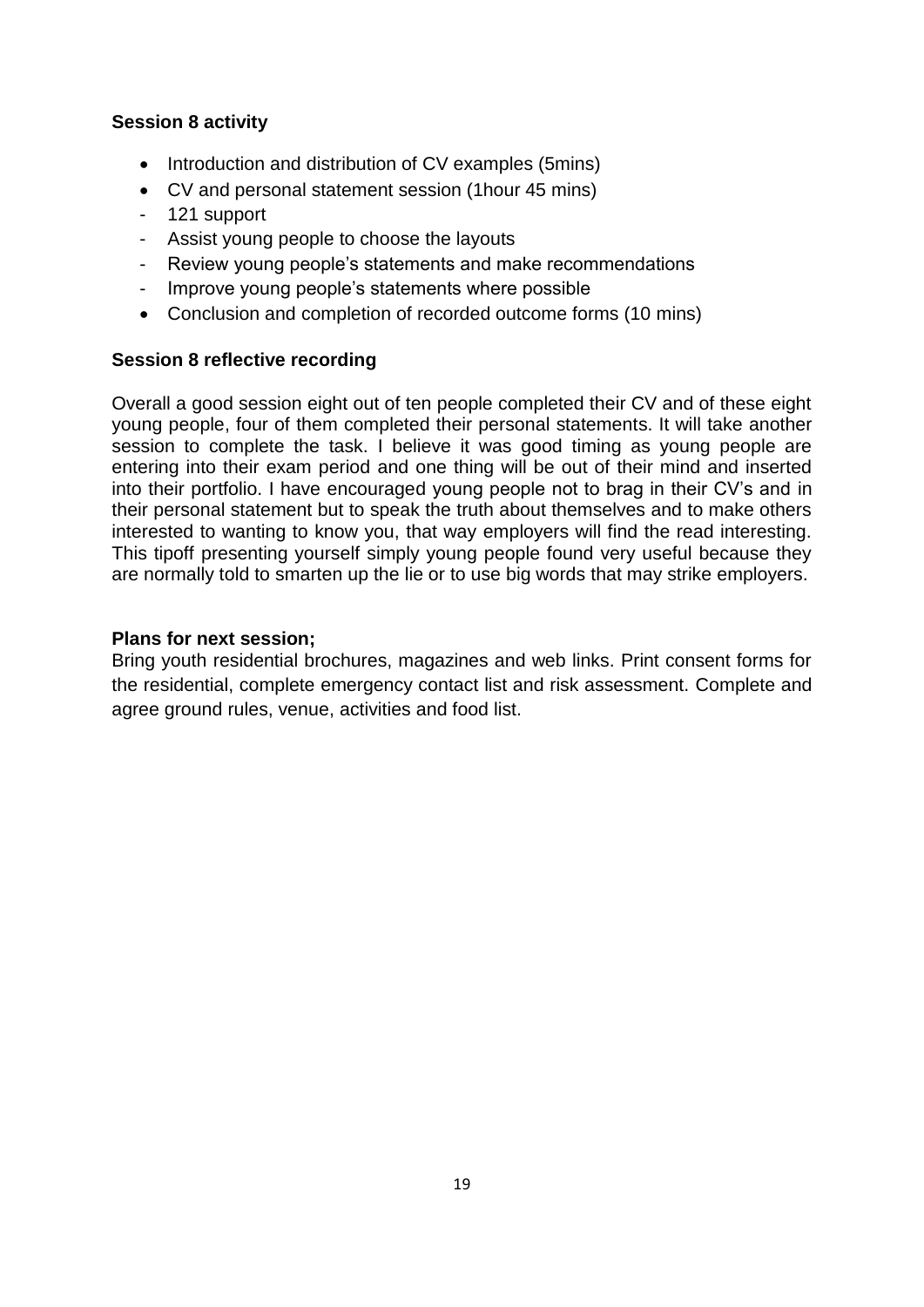**Session 8 activity**

- Introduction and distribution of CV examples (5mins)
- CV and personal statement session (1hour 45 mins)
  - 121 support
  - Assist young people to choose the layouts
  - Review young people's statements and make recommendations
  - Improve young people's statements where possible
- Conclusion and completion of recorded outcome forms (10 mins)

**Session 8 reflective recording**

Overall a good session eight out of ten people completed their CV and of these eight young people, four of them completed their personal statements. It will take another session to complete the task. I believe it was good timing as young people are entering into their exam period and one thing will be out of their mind and inserted into their portfolio. I have encouraged young people not to brag in their CV's and in their personal statement but to speak the truth about themselves and to make others interested to wanting to know you, that way employers will find the read interesting. This tipoff presenting yourself simply young people found very useful because they are normally told to smarten up the lie or to use big words that may strike employers.

**Plans for next session;**

Bring youth residential brochures, magazines and web links. Print consent forms for the residential, complete emergency contact list and risk assessment. Complete and agree ground rules, venue, activities and food list.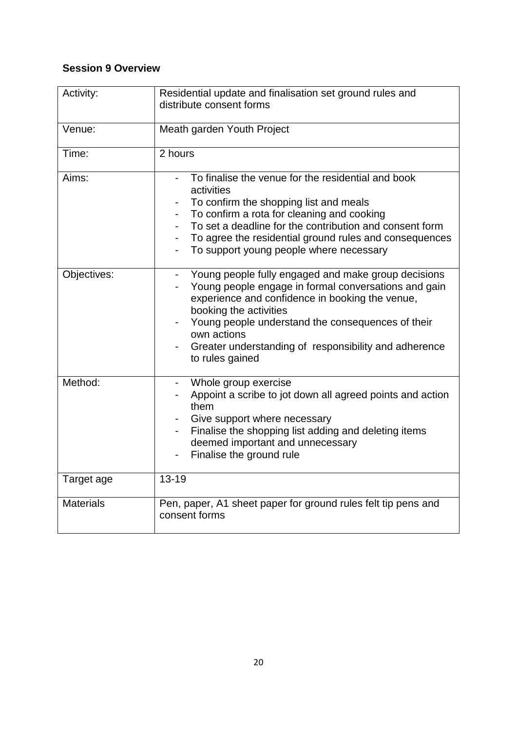**Session 9 Overview**

| Activity: | Residential update and finalisation set ground rules and distribute consent forms |
|---|---|
| Venue: | Meath garden Youth Project |
| Time: | 2 hours |
| Aims: | - To finalise the venue for the residential and book activities<br>- To confirm the shopping list and meals<br>- To confirm a rota for cleaning and cooking<br>- To set a deadline for the contribution and consent form<br>- To agree the residential ground rules and consequences<br>- To support young people where necessary |
| Objectives: | - Young people fully engaged and make group decisions<br>- Young people engage in formal conversations and gain experience and confidence in booking the venue, booking the activities<br>- Young people understand the consequences of their own actions<br>- Greater understanding of responsibility and adherence to rules gained |
| Method: | - Whole group exercise<br>- Appoint a scribe to jot down all agreed points and action them<br>- Give support where necessary<br>- Finalise the shopping list adding and deleting items deemed important and unnecessary<br>- Finalise the ground rule |
| Target age | 13-19 |
| Materials | Pen, paper, A1 sheet paper for ground rules felt tip pens and consent forms |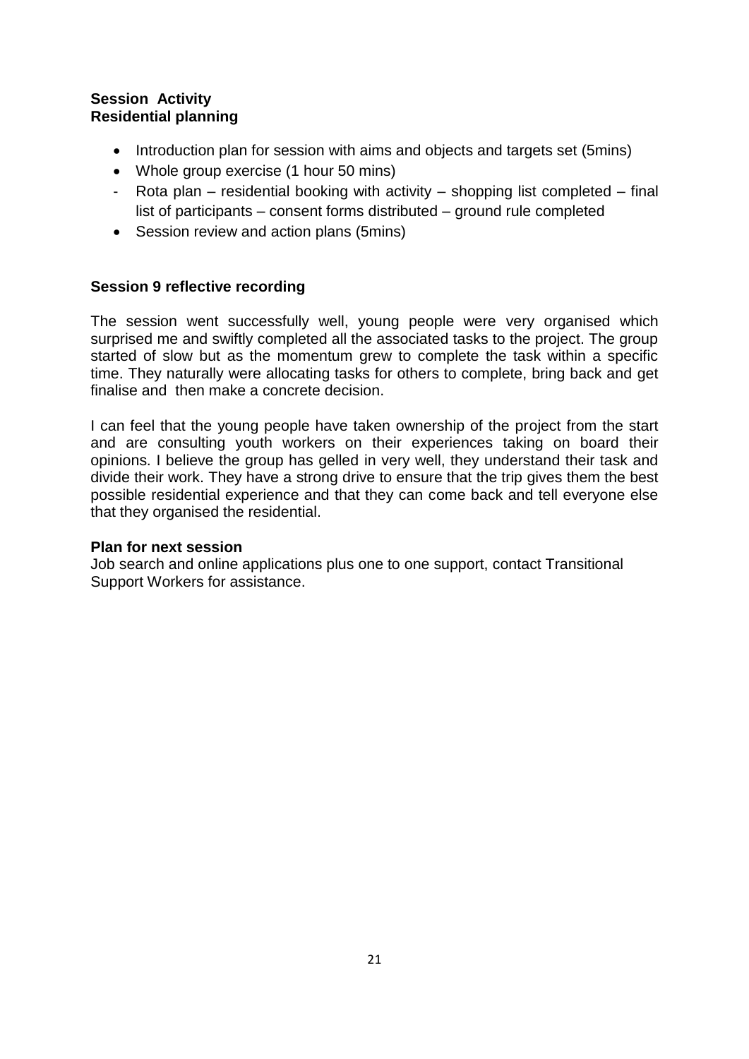**Session Activity**
**Residential planning**

- Introduction plan for session with aims and objects and targets set (5mins)
- Whole group exercise (1 hour 50 mins)
- Rota plan – residential booking with activity – shopping list completed – final list of participants – consent forms distributed – ground rule completed
- Session review and action plans (5mins)

**Session 9 reflective recording**

The session went successfully well, young people were very organised which surprised me and swiftly completed all the associated tasks to the project. The group started of slow but as the momentum grew to complete the task within a specific time. They naturally were allocating tasks for others to complete, bring back and get finalise and then make a concrete decision.

I can feel that the young people have taken ownership of the project from the start and are consulting youth workers on their experiences taking on board their opinions. I believe the group has gelled in very well, they understand their task and divide their work. They have a strong drive to ensure that the trip gives them the best possible residential experience and that they can come back and tell everyone else that they organised the residential.

**Plan for next session**
Job search and online applications plus one to one support, contact Transitional Support Workers for assistance.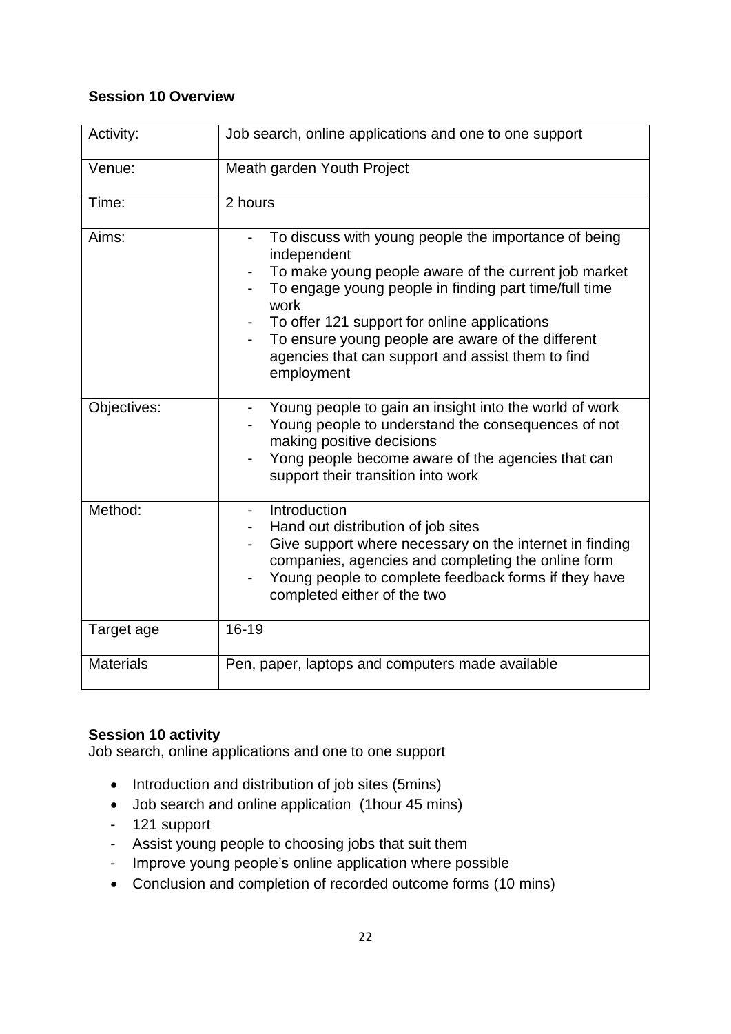**Session 10 Overview**

| Activity: | Job search, online applications and one to one support |
|---|---|
| Venue: | Meath garden Youth Project |
| Time: | 2 hours |
| Aims: | - To discuss with young people the importance of being independent<br>- To make young people aware of the current job market<br>- To engage young people in finding part time/full time work<br>- To offer 121 support for online applications<br>- To ensure young people are aware of the different agencies that can support and assist them to find employment |
| Objectives: | - Young people to gain an insight into the world of work<br>- Young people to understand the consequences of not making positive decisions<br>- Yong people become aware of the agencies that can support their transition into work |
| Method: | - Introduction<br>- Hand out distribution of job sites<br>- Give support where necessary on the internet in finding companies, agencies and completing the online form<br>- Young people to complete feedback forms if they have completed either of the two |
| Target age | 16-19 |
| Materials | Pen, paper, laptops and computers made available |

**Session 10 activity**
Job search, online applications and one to one support

- Introduction and distribution of job sites (5mins)
- Job search and online application (1hour 45 mins)
  - 121 support
  - Assist young people to choosing jobs that suit them
  - Improve young people's online application where possible
- Conclusion and completion of recorded outcome forms (10 mins)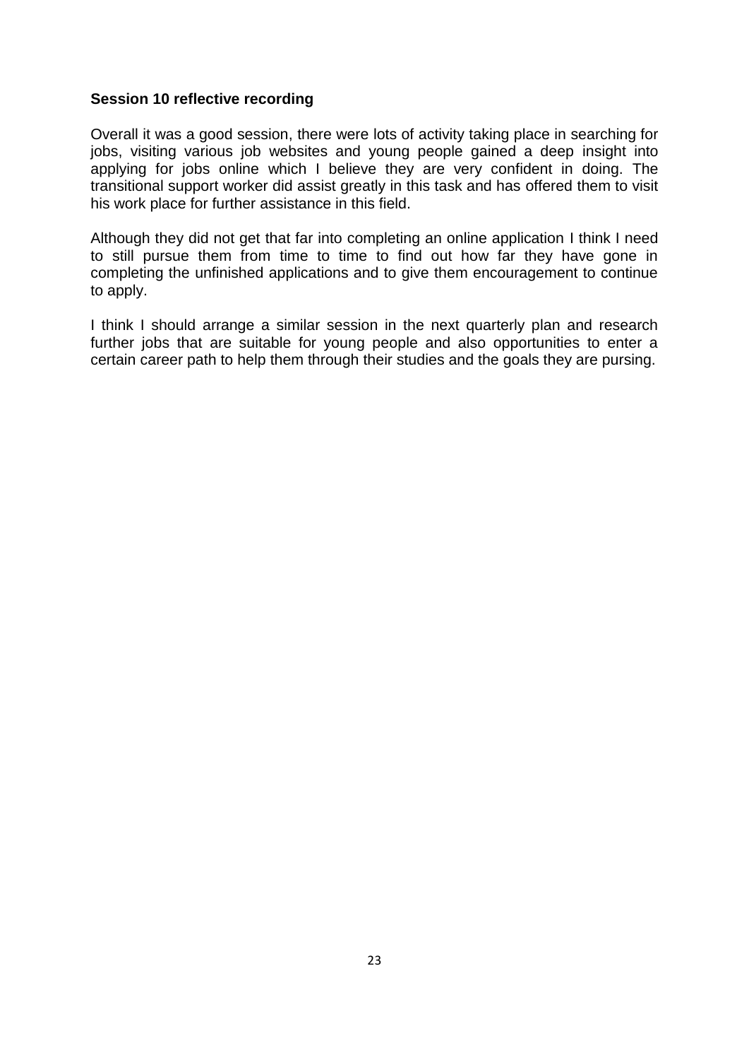**Session 10 reflective recording**

Overall it was a good session, there were lots of activity taking place in searching for jobs, visiting various job websites and young people gained a deep insight into applying for jobs online which I believe they are very confident in doing. The transitional support worker did assist greatly in this task and has offered them to visit his work place for further assistance in this field.

Although they did not get that far into completing an online application I think I need to still pursue them from time to time to find out how far they have gone in completing the unfinished applications and to give them encouragement to continue to apply.

I think I should arrange a similar session in the next quarterly plan and research further jobs that are suitable for young people and also opportunities to enter a certain career path to help them through their studies and the goals they are pursing.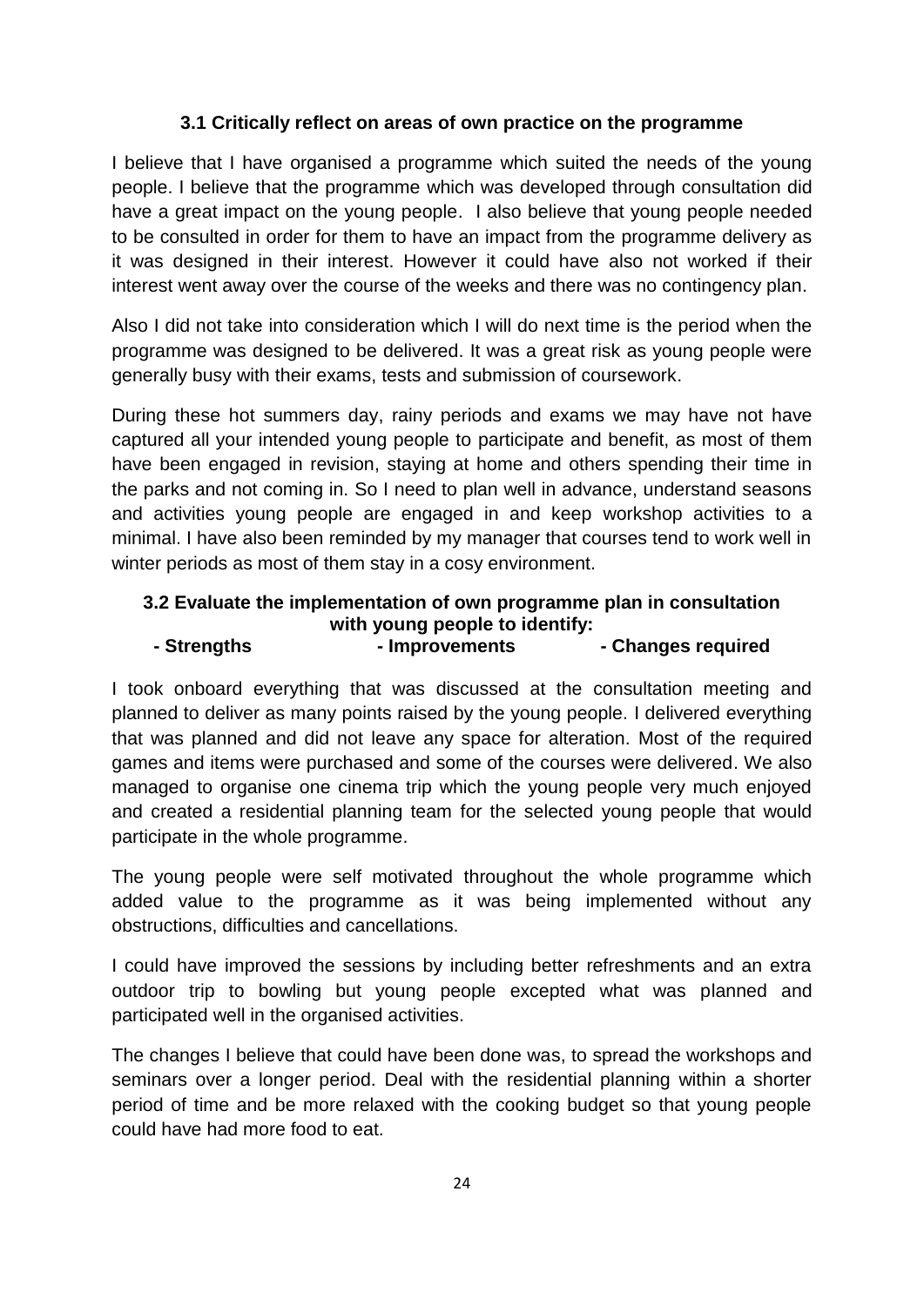### 3.1 Critically reflect on areas of own practice on the programme

I believe that I have organised a programme which suited the needs of the young people. I believe that the programme which was developed through consultation did have a great impact on the young people. I also believe that young people needed to be consulted in order for them to have an impact from the programme delivery as it was designed in their interest. However it could have also not worked if their interest went away over the course of the weeks and there was no contingency plan.

Also I did not take into consideration which I will do next time is the period when the programme was designed to be delivered. It was a great risk as young people were generally busy with their exams, tests and submission of coursework.

During these hot summers day, rainy periods and exams we may have not have captured all your intended young people to participate and benefit, as most of them have been engaged in revision, staying at home and others spending their time in the parks and not coming in. So I need to plan well in advance, understand seasons and activities young people are engaged in and keep workshop activities to a minimal. I have also been reminded by my manager that courses tend to work well in winter periods as most of them stay in a cosy environment.

### 3.2 Evaluate the implementation of own programme plan in consultation with young people to identify:

**- Strengths - Improvements - Changes required**

I took onboard everything that was discussed at the consultation meeting and planned to deliver as many points raised by the young people. I delivered everything that was planned and did not leave any space for alteration. Most of the required games and items were purchased and some of the courses were delivered. We also managed to organise one cinema trip which the young people very much enjoyed and created a residential planning team for the selected young people that would participate in the whole programme.

The young people were self motivated throughout the whole programme which added value to the programme as it was being implemented without any obstructions, difficulties and cancellations.

I could have improved the sessions by including better refreshments and an extra outdoor trip to bowling but young people excepted what was planned and participated well in the organised activities.

The changes I believe that could have been done was, to spread the workshops and seminars over a longer period. Deal with the residential planning within a shorter period of time and be more relaxed with the cooking budget so that young people could have had more food to eat.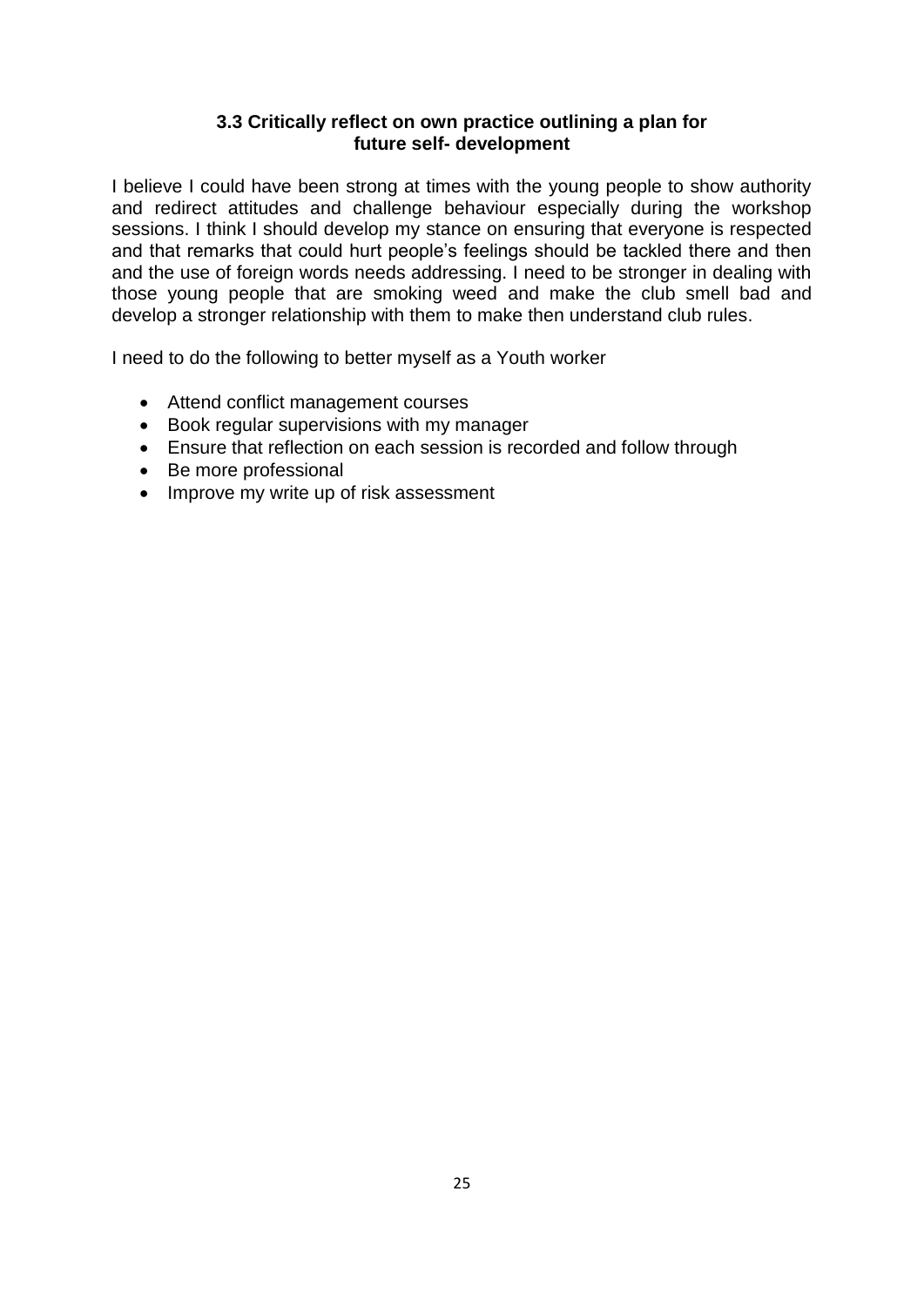### 3.3 Critically reflect on own practice outlining a plan for future self- development

I believe I could have been strong at times with the young people to show authority and redirect attitudes and challenge behaviour especially during the workshop sessions. I think I should develop my stance on ensuring that everyone is respected and that remarks that could hurt people's feelings should be tackled there and then and the use of foreign words needs addressing. I need to be stronger in dealing with those young people that are smoking weed and make the club smell bad and develop a stronger relationship with them to make then understand club rules.

I need to do the following to better myself as a Youth worker

- Attend conflict management courses
- Book regular supervisions with my manager
- Ensure that reflection on each session is recorded and follow through
- Be more professional
- Improve my write up of risk assessment